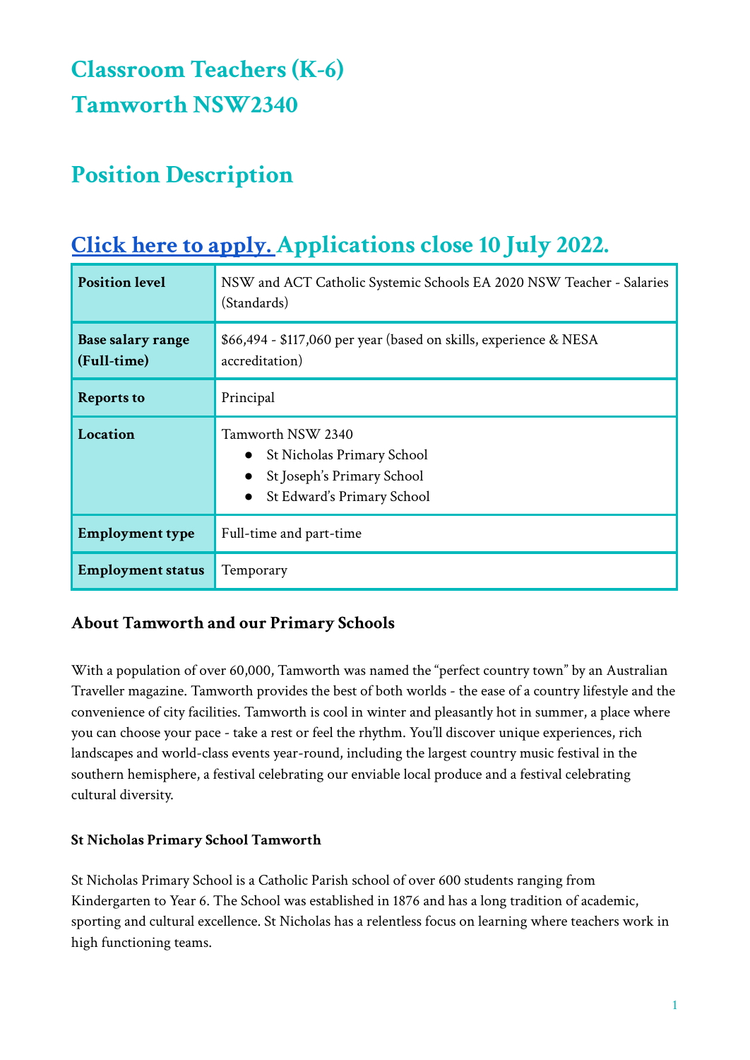# Classroom Teachers (K-6)
# Tamworth NSW2340

# Position Description

## Click here to apply. Applications close 10 July 2022.

| **Position level** | NSW and ACT Catholic Systemic Schools EA 2020 NSW Teacher - Salaries (Standards) |
|---|---|
| **Base salary range (Full-time)** | $66,494 - $117,060 per year (based on skills, experience & NESA accreditation) |
| **Reports to** | Principal |
| **Location** | Tamworth NSW 2340<br>● St Nicholas Primary School<br>● St Joseph's Primary School<br>● St Edward's Primary School |
| **Employment type** | Full-time and part-time |
| **Employment status** | Temporary |

### About Tamworth and our Primary Schools

With a population of over 60,000, Tamworth was named the "perfect country town" by an Australian Traveller magazine. Tamworth provides the best of both worlds - the ease of a country lifestyle and the convenience of city facilities. Tamworth is cool in winter and pleasantly hot in summer, a place where you can choose your pace - take a rest or feel the rhythm. You'll discover unique experiences, rich landscapes and world-class events year-round, including the largest country music festival in the southern hemisphere, a festival celebrating our enviable local produce and a festival celebrating cultural diversity.

**St Nicholas Primary School Tamworth**

St Nicholas Primary School is a Catholic Parish school of over 600 students ranging from Kindergarten to Year 6. The School was established in 1876 and has a long tradition of academic, sporting and cultural excellence. St Nicholas has a relentless focus on learning where teachers work in high functioning teams.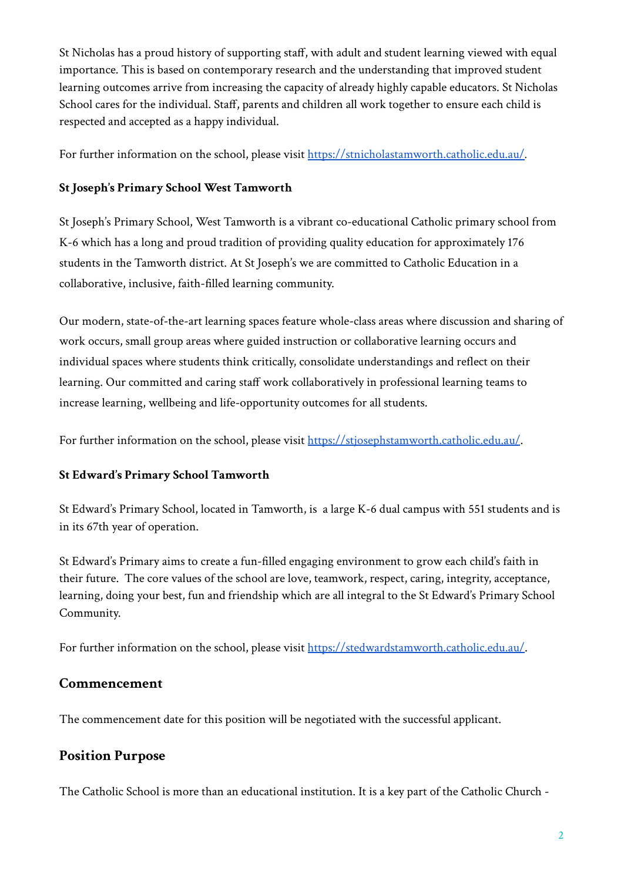St Nicholas has a proud history of supporting staff, with adult and student learning viewed with equal importance. This is based on contemporary research and the understanding that improved student learning outcomes arrive from increasing the capacity of already highly capable educators. St Nicholas School cares for the individual. Staff, parents and children all work together to ensure each child is respected and accepted as a happy individual.

For further information on the school, please visit [https://stnicholastamworth.catholic.edu.au/](https://stnicholastamworth.catholic.edu.au/).

**St Joseph's Primary School West Tamworth**

St Joseph's Primary School, West Tamworth is a vibrant co-educational Catholic primary school from K-6 which has a long and proud tradition of providing quality education for approximately 176 students in the Tamworth district. At St Joseph's we are committed to Catholic Education in a collaborative, inclusive, faith-filled learning community.

Our modern, state-of-the-art learning spaces feature whole-class areas where discussion and sharing of work occurs, small group areas where guided instruction or collaborative learning occurs and individual spaces where students think critically, consolidate understandings and reflect on their learning. Our committed and caring staff work collaboratively in professional learning teams to increase learning, wellbeing and life-opportunity outcomes for all students.

For further information on the school, please visit [https://stjosephstamworth.catholic.edu.au/](https://stjosephstamworth.catholic.edu.au/).

**St Edward's Primary School Tamworth**

St Edward's Primary School, located in Tamworth, is a large K-6 dual campus with 551 students and is in its 67th year of operation.

St Edward's Primary aims to create a fun-filled engaging environment to grow each child's faith in their future. The core values of the school are love, teamwork, respect, caring, integrity, acceptance, learning, doing your best, fun and friendship which are all integral to the St Edward's Primary School Community.

For further information on the school, please visit [https://stedwardstamworth.catholic.edu.au/](https://stedwardstamworth.catholic.edu.au/).

## Commencement

The commencement date for this position will be negotiated with the successful applicant.

## Position Purpose

The Catholic School is more than an educational institution. It is a key part of the Catholic Church -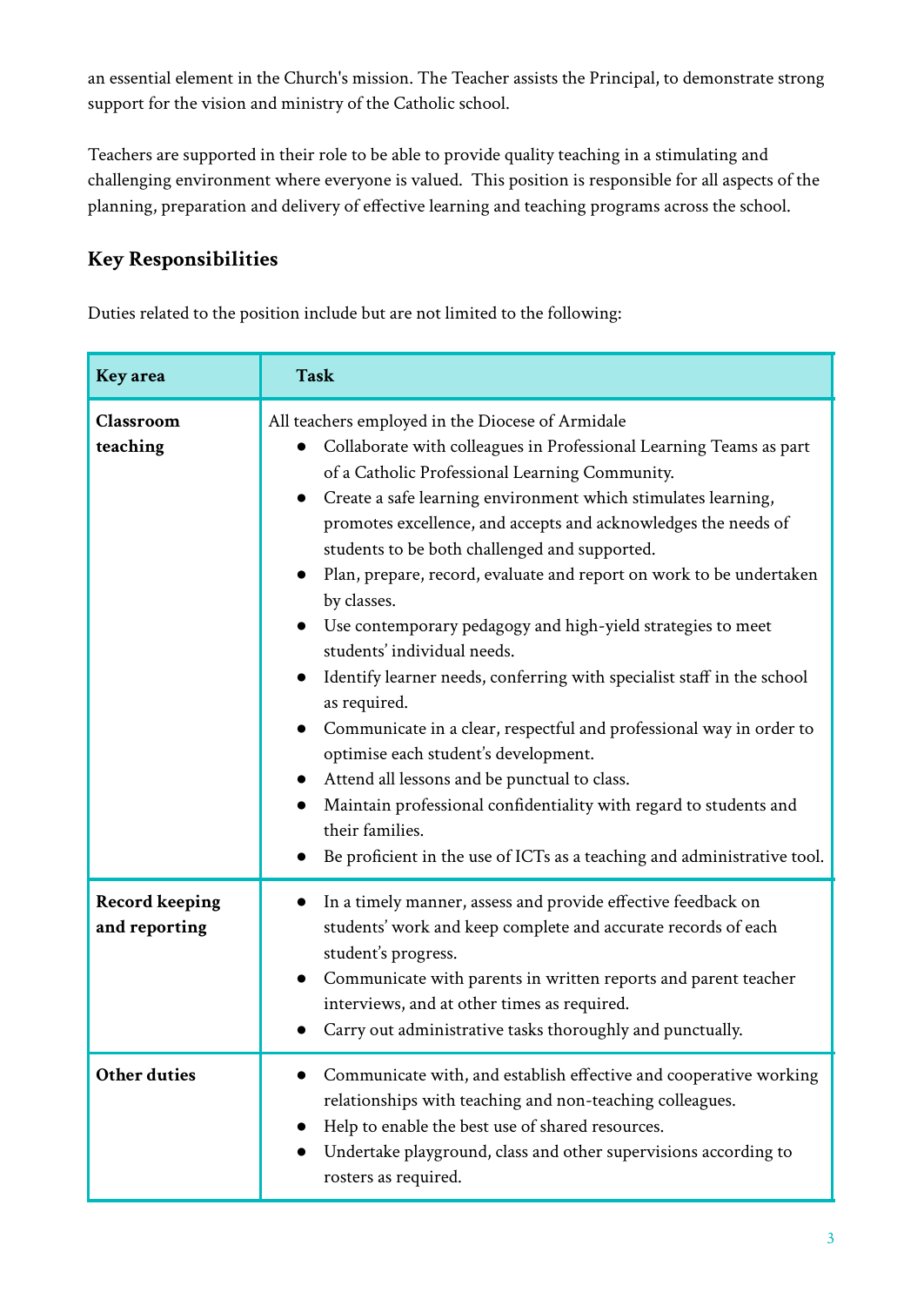an essential element in the Church's mission. The Teacher assists the Principal, to demonstrate strong support for the vision and ministry of the Catholic school.

Teachers are supported in their role to be able to provide quality teaching in a stimulating and challenging environment where everyone is valued. This position is responsible for all aspects of the planning, preparation and delivery of effective learning and teaching programs across the school.

## Key Responsibilities

Duties related to the position include but are not limited to the following:

| Key area | Task |
|---|---|
| **Classroom teaching** | All teachers employed in the Diocese of Armidale<br>• Collaborate with colleagues in Professional Learning Teams as part of a Catholic Professional Learning Community.<br>• Create a safe learning environment which stimulates learning, promotes excellence, and accepts and acknowledges the needs of students to be both challenged and supported.<br>• Plan, prepare, record, evaluate and report on work to be undertaken by classes.<br>• Use contemporary pedagogy and high-yield strategies to meet students' individual needs.<br>• Identify learner needs, conferring with specialist staff in the school as required.<br>• Communicate in a clear, respectful and professional way in order to optimise each student's development.<br>• Attend all lessons and be punctual to class.<br>• Maintain professional confidentiality with regard to students and their families.<br>• Be proficient in the use of ICTs as a teaching and administrative tool. |
| **Record keeping and reporting** | • In a timely manner, assess and provide effective feedback on students' work and keep complete and accurate records of each student's progress.<br>• Communicate with parents in written reports and parent teacher interviews, and at other times as required.<br>• Carry out administrative tasks thoroughly and punctually. |
| **Other duties** | • Communicate with, and establish effective and cooperative working relationships with teaching and non-teaching colleagues.<br>• Help to enable the best use of shared resources.<br>• Undertake playground, class and other supervisions according to rosters as required. |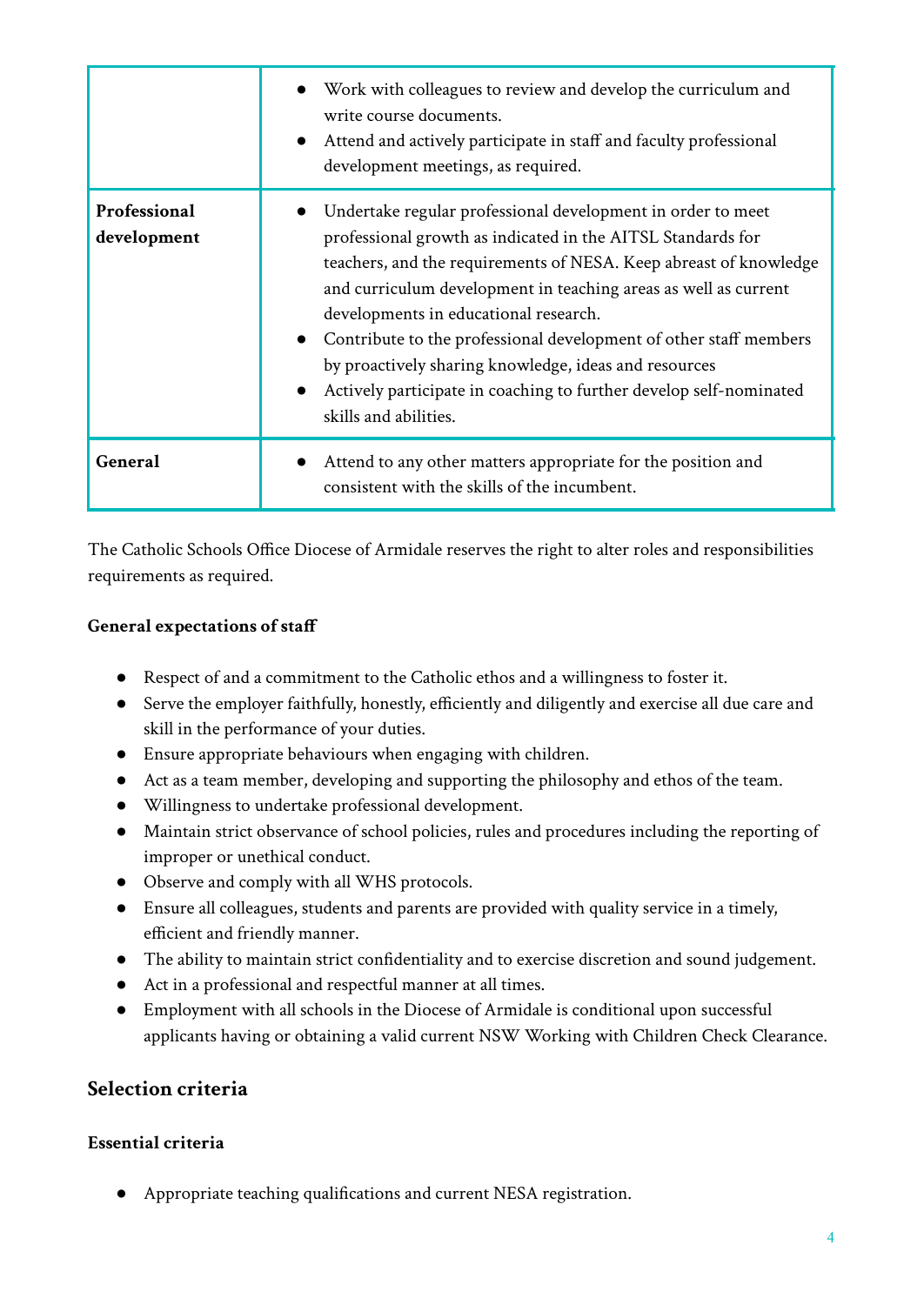| | |
|---|---|
| | • Work with colleagues to review and develop the curriculum and write course documents.<br>• Attend and actively participate in staff and faculty professional development meetings, as required. |
| **Professional development** | • Undertake regular professional development in order to meet professional growth as indicated in the AITSL Standards for teachers, and the requirements of NESA. Keep abreast of knowledge and curriculum development in teaching areas as well as current developments in educational research.<br>• Contribute to the professional development of other staff members by proactively sharing knowledge, ideas and resources<br>• Actively participate in coaching to further develop self-nominated skills and abilities. |
| **General** | • Attend to any other matters appropriate for the position and consistent with the skills of the incumbent. |

The Catholic Schools Office Diocese of Armidale reserves the right to alter roles and responsibilities requirements as required.

**General expectations of staff**

- Respect of and a commitment to the Catholic ethos and a willingness to foster it.
- Serve the employer faithfully, honestly, efficiently and diligently and exercise all due care and skill in the performance of your duties.
- Ensure appropriate behaviours when engaging with children.
- Act as a team member, developing and supporting the philosophy and ethos of the team.
- Willingness to undertake professional development.
- Maintain strict observance of school policies, rules and procedures including the reporting of improper or unethical conduct.
- Observe and comply with all WHS protocols.
- Ensure all colleagues, students and parents are provided with quality service in a timely, efficient and friendly manner.
- The ability to maintain strict confidentiality and to exercise discretion and sound judgement.
- Act in a professional and respectful manner at all times.
- Employment with all schools in the Diocese of Armidale is conditional upon successful applicants having or obtaining a valid current NSW Working with Children Check Clearance.

## Selection criteria

### Essential criteria

- Appropriate teaching qualifications and current NESA registration.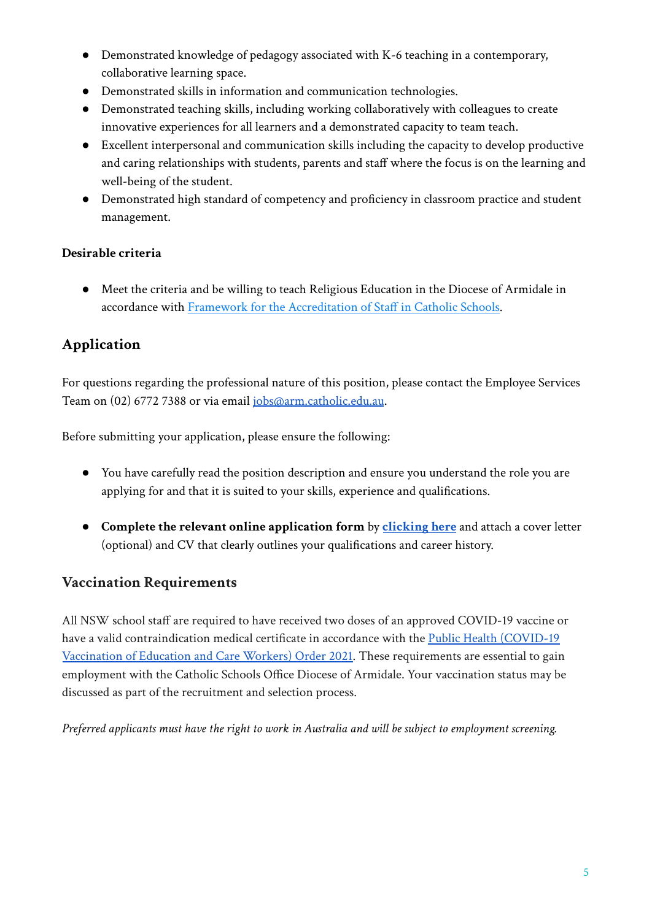- Demonstrated knowledge of pedagogy associated with K-6 teaching in a contemporary, collaborative learning space.
- Demonstrated skills in information and communication technologies.
- Demonstrated teaching skills, including working collaboratively with colleagues to create innovative experiences for all learners and a demonstrated capacity to team teach.
- Excellent interpersonal and communication skills including the capacity to develop productive and caring relationships with students, parents and staff where the focus is on the learning and well-being of the student.
- Demonstrated high standard of competency and proficiency in classroom practice and student management.

**Desirable criteria**

- Meet the criteria and be willing to teach Religious Education in the Diocese of Armidale in accordance with Framework for the Accreditation of Staff in Catholic Schools.

## Application

For questions regarding the professional nature of this position, please contact the Employee Services Team on (02) 6772 7388 or via email jobs@arm.catholic.edu.au.

Before submitting your application, please ensure the following:

- You have carefully read the position description and ensure you understand the role you are applying for and that it is suited to your skills, experience and qualifications.

- **Complete the relevant online application form** by **clicking here** and attach a cover letter (optional) and CV that clearly outlines your qualifications and career history.

## Vaccination Requirements

All NSW school staff are required to have received two doses of an approved COVID-19 vaccine or have a valid contraindication medical certificate in accordance with the Public Health (COVID-19 Vaccination of Education and Care Workers) Order 2021. These requirements are essential to gain employment with the Catholic Schools Office Diocese of Armidale. Your vaccination status may be discussed as part of the recruitment and selection process.

*Preferred applicants must have the right to work in Australia and will be subject to employment screening.*